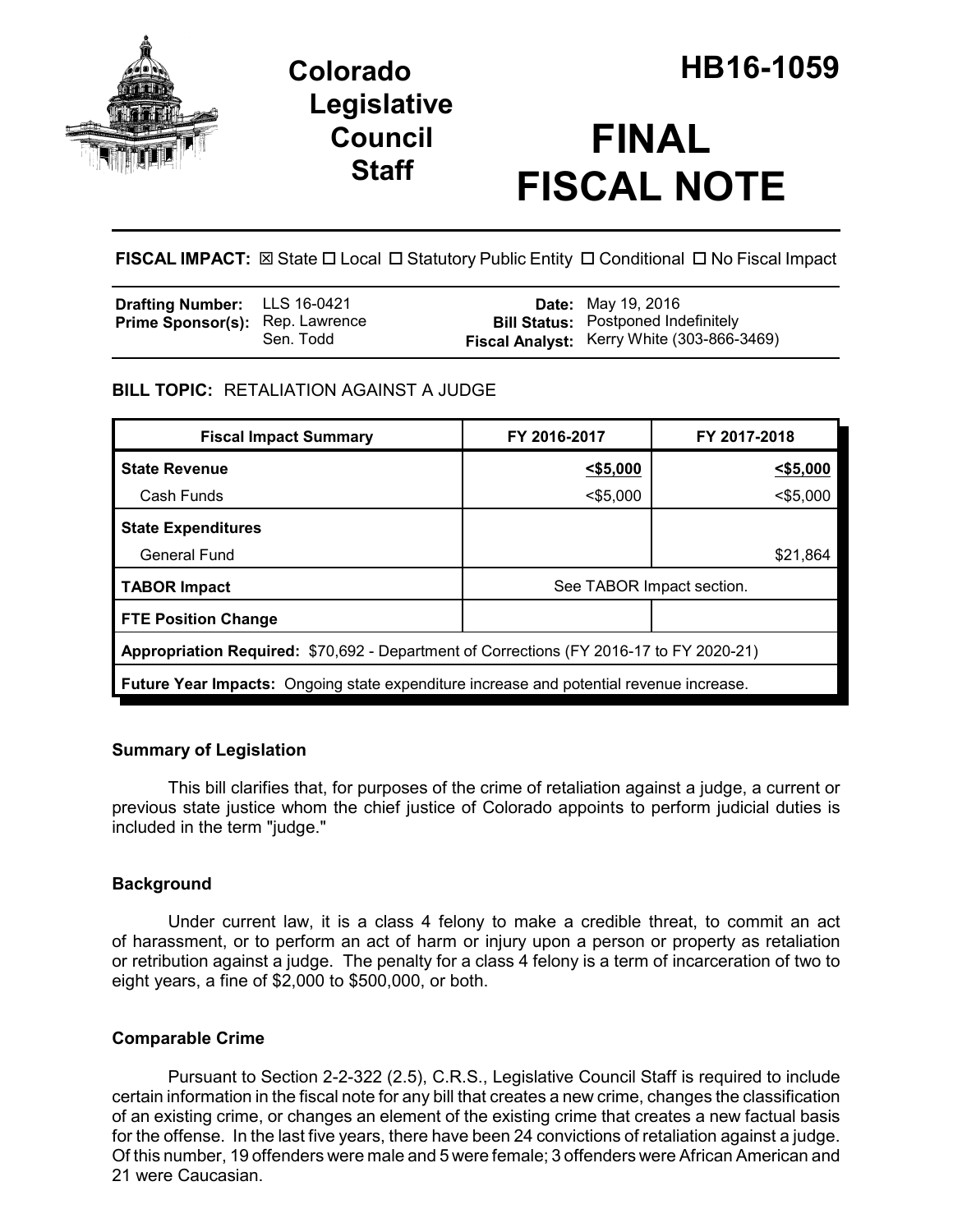# Colorado Legislative Council Staff

# HB16-1059

# FINAL FISCAL NOTE

**FISCAL IMPACT:** ☒ State ☐ Local ☐ Statutory Public Entity ☐ Conditional ☐ No Fiscal Impact

| | | | |
|---|---|---|---|
| **Drafting Number:** | LLS 16-0421 | **Date:** | May 19, 2016 |
| **Prime Sponsor(s):** | Rep. Lawrence<br>Sen. Todd | **Bill Status:** | Postponed Indefinitely |
| | | **Fiscal Analyst:** | Kerry White (303-866-3469) |

**BILL TOPIC:** RETALIATION AGAINST A JUDGE

| Fiscal Impact Summary | FY 2016-2017 | FY 2017-2018 |
|---|---|---|
| **State Revenue** | **<$5,000** | **<$5,000** |
| Cash Funds | <$5,000 | <$5,000 |
| **State Expenditures** | | |
| General Fund | | $21,864 |
| **TABOR Impact** | See TABOR Impact section. | |
| **FTE Position Change** | | |
| **Appropriation Required:** $70,692 - Department of Corrections (FY 2016-17 to FY 2020-21) | | |
| **Future Year Impacts:** Ongoing state expenditure increase and potential revenue increase. | | |

### Summary of Legislation

This bill clarifies that, for purposes of the crime of retaliation against a judge, a current or previous state justice whom the chief justice of Colorado appoints to perform judicial duties is included in the term "judge."

### Background

Under current law, it is a class 4 felony to make a credible threat, to commit an act of harassment, or to perform an act of harm or injury upon a person or property as retaliation or retribution against a judge. The penalty for a class 4 felony is a term of incarceration of two to eight years, a fine of $2,000 to $500,000, or both.

### Comparable Crime

Pursuant to Section 2-2-322 (2.5), C.R.S., Legislative Council Staff is required to include certain information in the fiscal note for any bill that creates a new crime, changes the classification of an existing crime, or changes an element of the existing crime that creates a new factual basis for the offense. In the last five years, there have been 24 convictions of retaliation against a judge. Of this number, 19 offenders were male and 5 were female; 3 offenders were African American and 21 were Caucasian.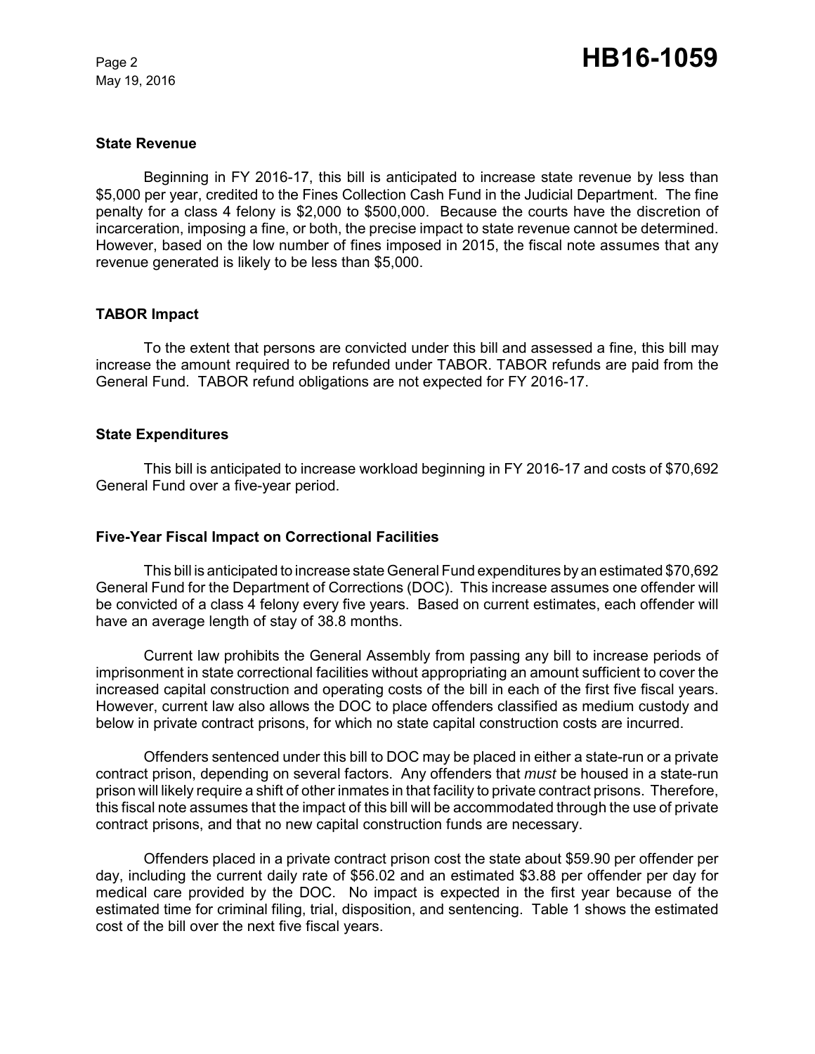## State Revenue

Beginning in FY 2016-17, this bill is anticipated to increase state revenue by less than $5,000 per year, credited to the Fines Collection Cash Fund in the Judicial Department. The fine penalty for a class 4 felony is $2,000 to $500,000. Because the courts have the discretion of incarceration, imposing a fine, or both, the precise impact to state revenue cannot be determined. However, based on the low number of fines imposed in 2015, the fiscal note assumes that any revenue generated is likely to be less than $5,000.

## TABOR Impact

To the extent that persons are convicted under this bill and assessed a fine, this bill may increase the amount required to be refunded under TABOR. TABOR refunds are paid from the General Fund. TABOR refund obligations are not expected for FY 2016-17.

## State Expenditures

This bill is anticipated to increase workload beginning in FY 2016-17 and costs of $70,692 General Fund over a five-year period.

## Five-Year Fiscal Impact on Correctional Facilities

This bill is anticipated to increase state General Fund expenditures by an estimated $70,692 General Fund for the Department of Corrections (DOC). This increase assumes one offender will be convicted of a class 4 felony every five years. Based on current estimates, each offender will have an average length of stay of 38.8 months.

Current law prohibits the General Assembly from passing any bill to increase periods of imprisonment in state correctional facilities without appropriating an amount sufficient to cover the increased capital construction and operating costs of the bill in each of the first five fiscal years. However, current law also allows the DOC to place offenders classified as medium custody and below in private contract prisons, for which no state capital construction costs are incurred.

Offenders sentenced under this bill to DOC may be placed in either a state-run or a private contract prison, depending on several factors. Any offenders that *must* be housed in a state-run prison will likely require a shift of other inmates in that facility to private contract prisons. Therefore, this fiscal note assumes that the impact of this bill will be accommodated through the use of private contract prisons, and that no new capital construction funds are necessary.

Offenders placed in a private contract prison cost the state about $59.90 per offender per day, including the current daily rate of $56.02 and an estimated $3.88 per offender per day for medical care provided by the DOC. No impact is expected in the first year because of the estimated time for criminal filing, trial, disposition, and sentencing. Table 1 shows the estimated cost of the bill over the next five fiscal years.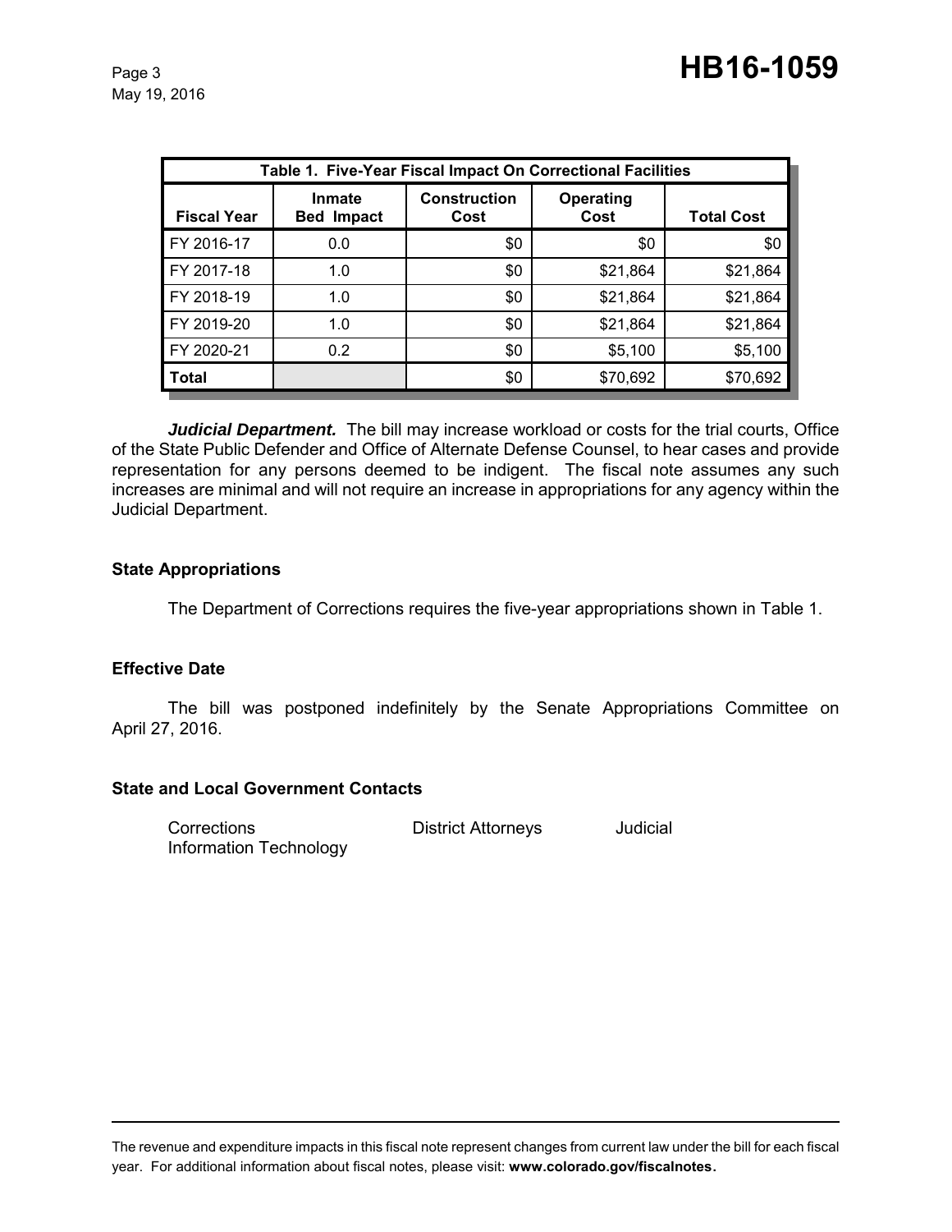| Table 1. Five-Year Fiscal Impact On Correctional Facilities | | | | |
| --- | --- | --- | --- | --- |
| **Fiscal Year** | **Inmate Bed Impact** | **Construction Cost** | **Operating Cost** | **Total Cost** |
| FY 2016-17 | 0.0 | $0 | $0 | $0 |
| FY 2017-18 | 1.0 | $0 | $21,864 | $21,864 |
| FY 2018-19 | 1.0 | $0 | $21,864 | $21,864 |
| FY 2019-20 | 1.0 | $0 | $21,864 | $21,864 |
| FY 2020-21 | 0.2 | $0 | $5,100 | $5,100 |
| **Total** | | $0 | $70,692 | $70,692 |

***Judicial Department.*** The bill may increase workload or costs for the trial courts, Office of the State Public Defender and Office of Alternate Defense Counsel, to hear cases and provide representation for any persons deemed to be indigent. The fiscal note assumes any such increases are minimal and will not require an increase in appropriations for any agency within the Judicial Department.

### State Appropriations

The Department of Corrections requires the five-year appropriations shown in Table 1.

### Effective Date

The bill was postponed indefinitely by the Senate Appropriations Committee on April 27, 2016.

### State and Local Government Contacts

Corrections
District Attorneys
Judicial
Information Technology

The revenue and expenditure impacts in this fiscal note represent changes from current law under the bill for each fiscal year. For additional information about fiscal notes, please visit: **www.colorado.gov/fiscalnotes.**